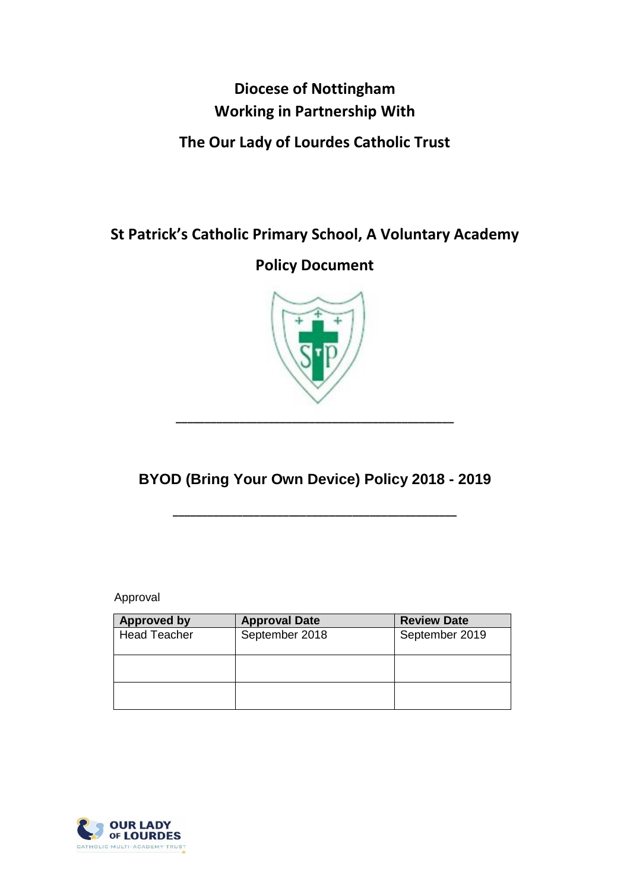**Diocese of Nottingham**
**Working in Partnership With**

**The Our Lady of Lourdes Catholic Trust**

**St Patrick's Catholic Primary School, A Voluntary Academy**

**Policy Document**

# BYOD (Bring Your Own Device) Policy 2018 - 2019

Approval

| Approved by | Approval Date | Review Date |
|---|---|---|
| Head Teacher | September 2018 | September 2019 |
| | | |
| | | |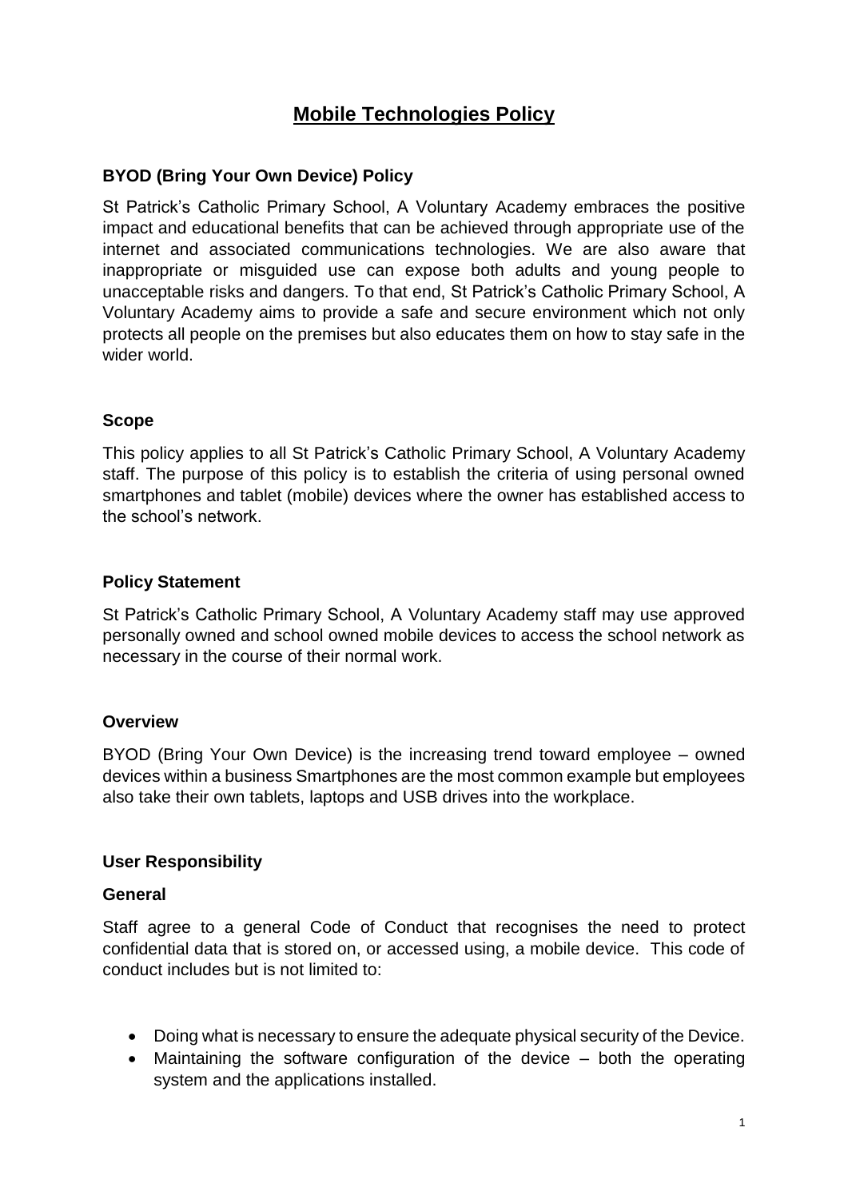# Mobile Technologies Policy

### BYOD (Bring Your Own Device) Policy

St Patrick's Catholic Primary School, A Voluntary Academy embraces the positive impact and educational benefits that can be achieved through appropriate use of the internet and associated communications technologies. We are also aware that inappropriate or misguided use can expose both adults and young people to unacceptable risks and dangers. To that end, St Patrick's Catholic Primary School, A Voluntary Academy aims to provide a safe and secure environment which not only protects all people on the premises but also educates them on how to stay safe in the wider world.

### Scope

This policy applies to all St Patrick's Catholic Primary School, A Voluntary Academy staff. The purpose of this policy is to establish the criteria of using personal owned smartphones and tablet (mobile) devices where the owner has established access to the school's network.

### Policy Statement

St Patrick's Catholic Primary School, A Voluntary Academy staff may use approved personally owned and school owned mobile devices to access the school network as necessary in the course of their normal work.

### Overview

BYOD (Bring Your Own Device) is the increasing trend toward employee – owned devices within a business Smartphones are the most common example but employees also take their own tablets, laptops and USB drives into the workplace.

### User Responsibility

#### General

Staff agree to a general Code of Conduct that recognises the need to protect confidential data that is stored on, or accessed using, a mobile device. This code of conduct includes but is not limited to:

- Doing what is necessary to ensure the adequate physical security of the Device.
- Maintaining the software configuration of the device – both the operating system and the applications installed.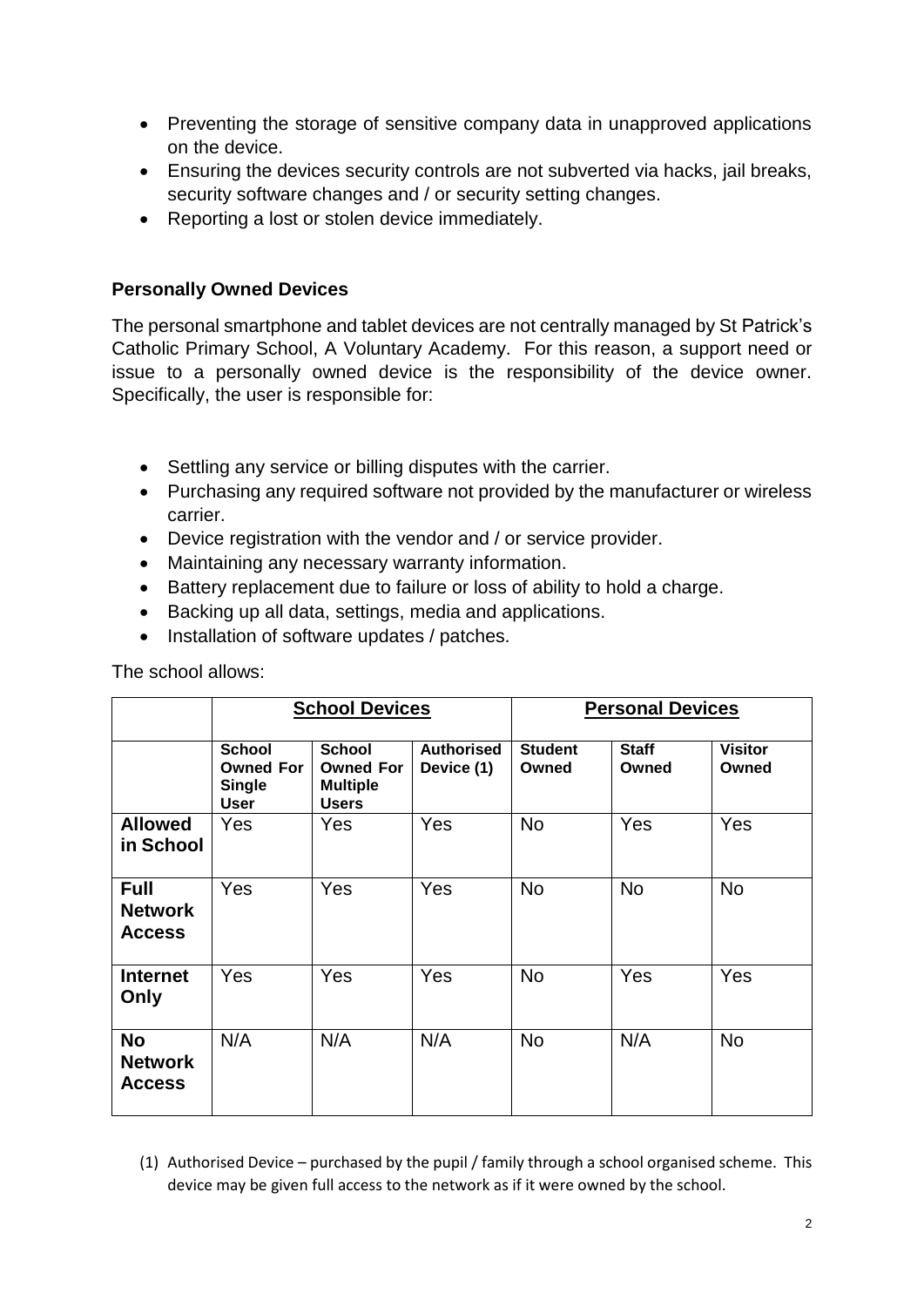- Preventing the storage of sensitive company data in unapproved applications on the device.
- Ensuring the devices security controls are not subverted via hacks, jail breaks, security software changes and / or security setting changes.
- Reporting a lost or stolen device immediately.

**Personally Owned Devices**

The personal smartphone and tablet devices are not centrally managed by St Patrick's Catholic Primary School, A Voluntary Academy. For this reason, a support need or issue to a personally owned device is the responsibility of the device owner. Specifically, the user is responsible for:

- Settling any service or billing disputes with the carrier.
- Purchasing any required software not provided by the manufacturer or wireless carrier.
- Device registration with the vendor and / or service provider.
- Maintaining any necessary warranty information.
- Battery replacement due to failure or loss of ability to hold a charge.
- Backing up all data, settings, media and applications.
- Installation of software updates / patches.

The school allows:

| | **School Devices** | | | **Personal Devices** | | |
|---|---|---|---|---|---|---|
| | **School Owned For Single User** | **School Owned For Multiple Users** | **Authorised Device (1)** | **Student Owned** | **Staff Owned** | **Visitor Owned** |
| **Allowed in School** | Yes | Yes | Yes | No | Yes | Yes |
| **Full Network Access** | Yes | Yes | Yes | No | No | No |
| **Internet Only** | Yes | Yes | Yes | No | Yes | Yes |
| **No Network Access** | N/A | N/A | N/A | No | N/A | No |

(1) Authorised Device – purchased by the pupil / family through a school organised scheme. This device may be given full access to the network as if it were owned by the school.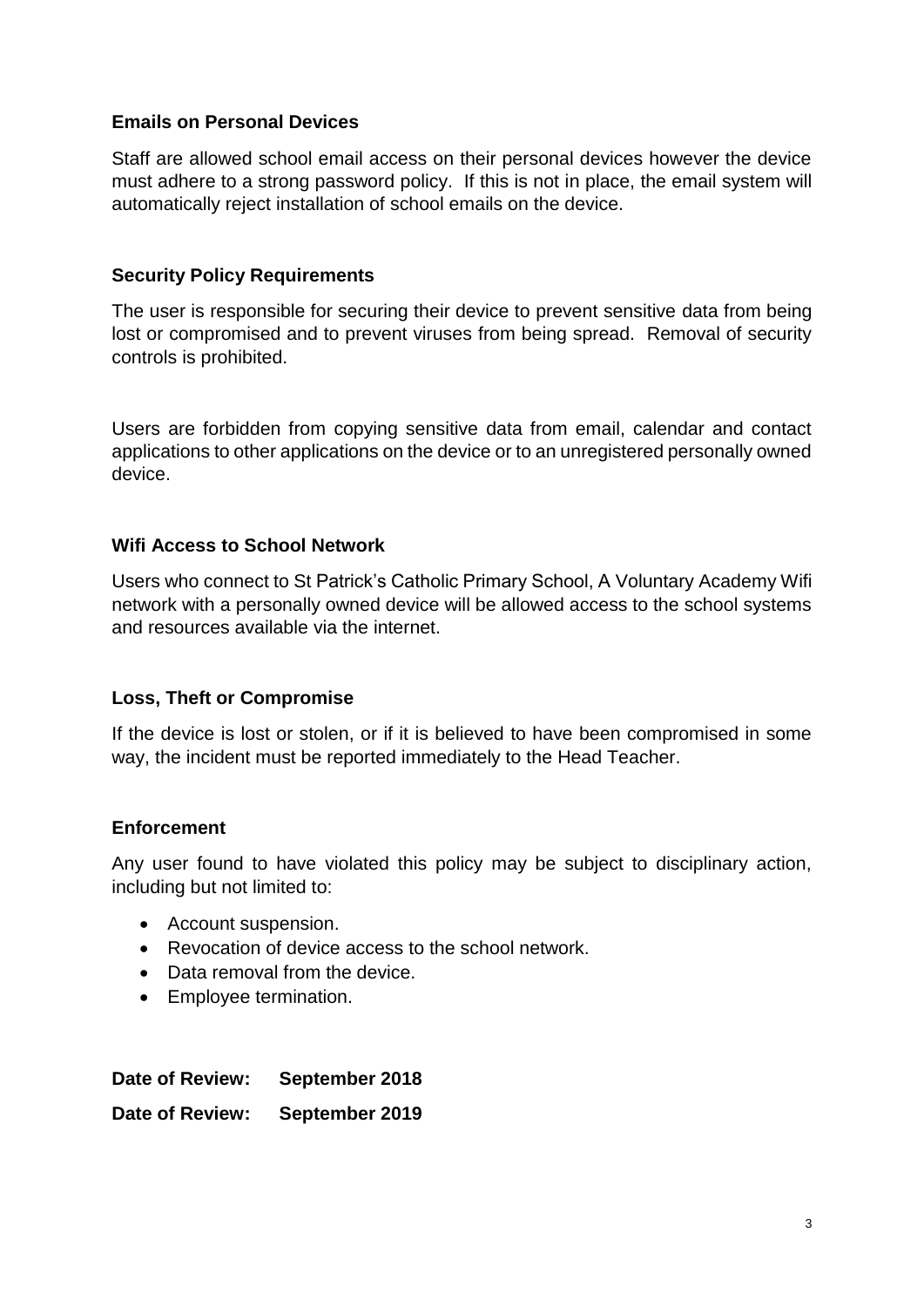### Emails on Personal Devices

Staff are allowed school email access on their personal devices however the device must adhere to a strong password policy. If this is not in place, the email system will automatically reject installation of school emails on the device.

### Security Policy Requirements

The user is responsible for securing their device to prevent sensitive data from being lost or compromised and to prevent viruses from being spread. Removal of security controls is prohibited.

Users are forbidden from copying sensitive data from email, calendar and contact applications to other applications on the device or to an unregistered personally owned device.

### Wifi Access to School Network

Users who connect to St Patrick's Catholic Primary School, A Voluntary Academy Wifi network with a personally owned device will be allowed access to the school systems and resources available via the internet.

### Loss, Theft or Compromise

If the device is lost or stolen, or if it is believed to have been compromised in some way, the incident must be reported immediately to the Head Teacher.

### Enforcement

Any user found to have violated this policy may be subject to disciplinary action, including but not limited to:

- Account suspension.
- Revocation of device access to the school network.
- Data removal from the device.
- Employee termination.

**Date of Review: September 2018**

**Date of Review: September 2019**